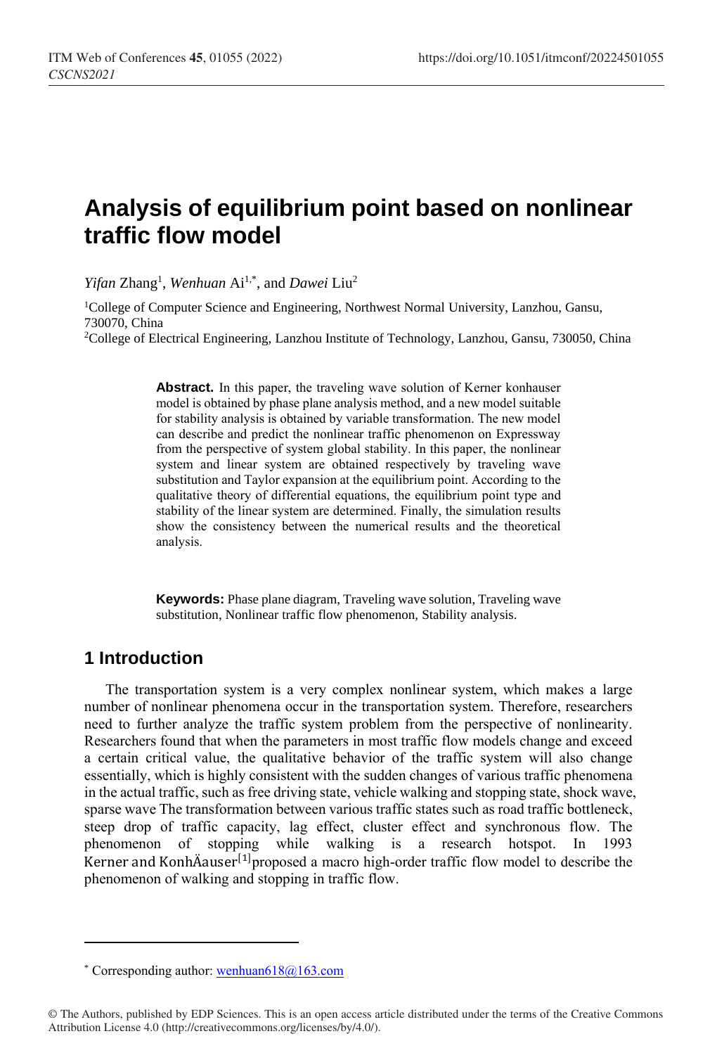# Analysis of equilibrium point based on nonlinear traffic flow model

*Yifan* Zhang[1], *Wenhuan* Ai[1,*], and *Dawei* Liu[2]

[1]College of Computer Science and Engineering, Northwest Normal University, Lanzhou, Gansu, 730070, China

[2]College of Electrical Engineering, Lanzhou Institute of Technology, Lanzhou, Gansu, 730050, China

**Abstract.** In this paper, the traveling wave solution of Kerner konhauser model is obtained by phase plane analysis method, and a new model suitable for stability analysis is obtained by variable transformation. The new model can describe and predict the nonlinear traffic phenomenon on Expressway from the perspective of system global stability. In this paper, the nonlinear system and linear system are obtained respectively by traveling wave substitution and Taylor expansion at the equilibrium point. According to the qualitative theory of differential equations, the equilibrium point type and stability of the linear system are determined. Finally, the simulation results show the consistency between the numerical results and the theoretical analysis.

**Keywords:** Phase plane diagram, Traveling wave solution, Traveling wave substitution, Nonlinear traffic flow phenomenon, Stability analysis.

## 1 Introduction

The transportation system is a very complex nonlinear system, which makes a large number of nonlinear phenomena occur in the transportation system. Therefore, researchers need to further analyze the traffic system problem from the perspective of nonlinearity. Researchers found that when the parameters in most traffic flow models change and exceed a certain critical value, the qualitative behavior of the traffic system will also change essentially, which is highly consistent with the sudden changes of various traffic phenomena in the actual traffic, such as free driving state, vehicle walking and stopping state, shock wave, sparse wave The transformation between various traffic states such as road traffic bottleneck, steep drop of traffic capacity, lag effect, cluster effect and synchronous flow. The phenomenon of stopping while walking is a research hotspot. In 1993 Kerner and KonhÄauser[1]proposed a macro high-order traffic flow model to describe the phenomenon of walking and stopping in traffic flow.

---

* Corresponding author: wenhuan618@163.com

© The Authors, published by EDP Sciences. This is an open access article distributed under the terms of the Creative Commons Attribution License 4.0 (http://creativecommons.org/licenses/by/4.0/).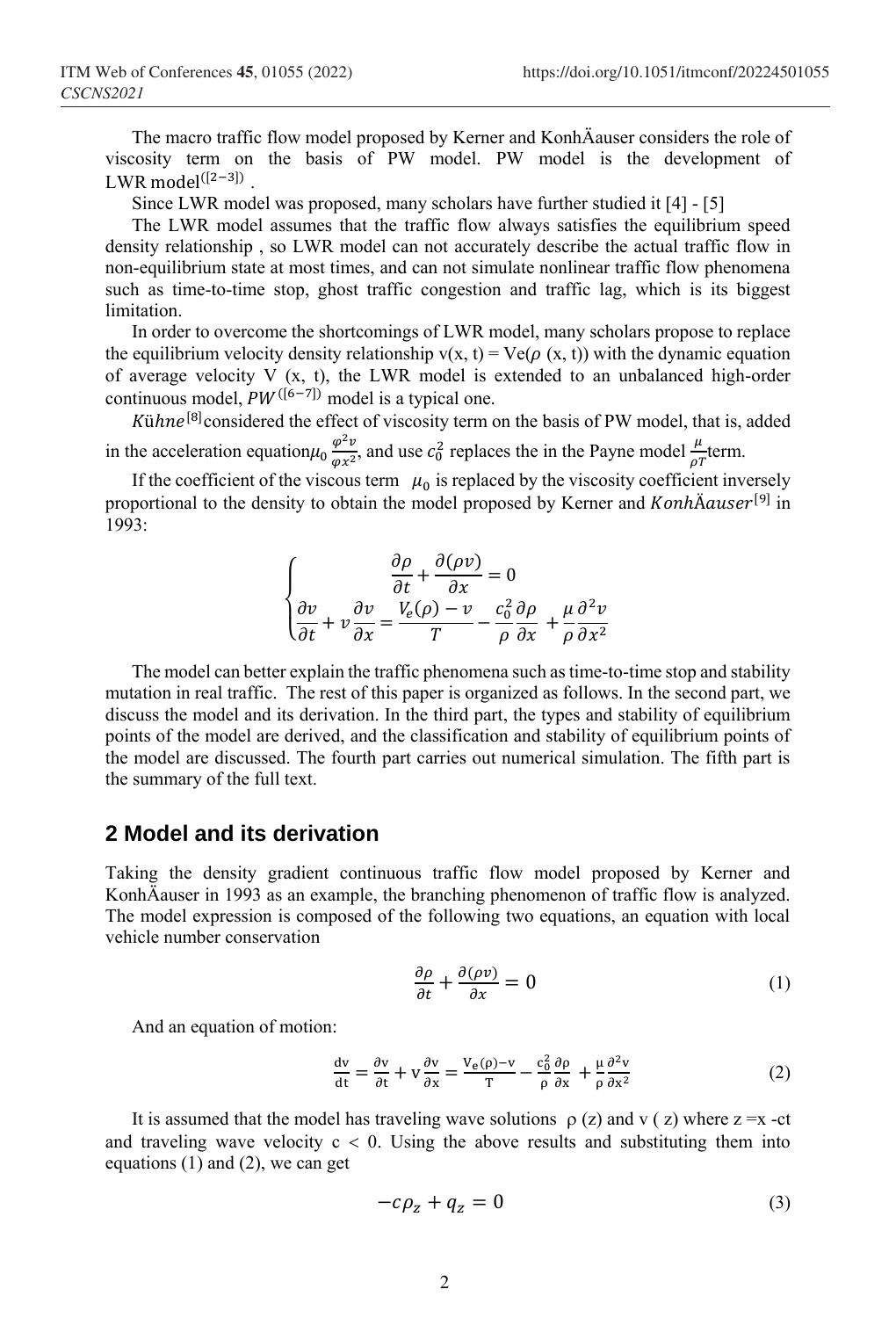The macro traffic flow model proposed by Kerner and KonhÄauser considers the role of viscosity term on the basis of PW model. PW model is the development of LWR model[[2−3]] .

Since LWR model was proposed, many scholars have further studied it [4] - [5]

The LWR model assumes that the traffic flow always satisfies the equilibrium speed density relationship , so LWR model can not accurately describe the actual traffic flow in non-equilibrium state at most times, and can not simulate nonlinear traffic flow phenomena such as time-to-time stop, ghost traffic congestion and traffic lag, which is its biggest limitation.

In order to overcome the shortcomings of LWR model, many scholars propose to replace the equilibrium velocity density relationship v(x, t) = Ve($\rho$ (x, t)) with the dynamic equation of average velocity V (x, t), the LWR model is extended to an unbalanced high-order continuous model, $PW$[[6−7]] model is a typical one.

$K$ühne[8] considered the effect of viscosity term on the basis of PW model, that is, added in the acceleration equation$\mu_0 \frac{\varphi^2 v}{\varphi x^2}$, and use $c_0^2$ replaces the in the Payne model $\frac{\mu}{\rho T}$term.

If the coefficient of the viscous term $\mu_0$ is replaced by the viscosity coefficient inversely proportional to the density to obtain the model proposed by Kerner and $KonhÄauser$[9] in 1993:

$$\begin{cases} \dfrac{\partial \rho}{\partial t} + \dfrac{\partial (\rho v)}{\partial x} = 0 \\ \dfrac{\partial v}{\partial t} + v\dfrac{\partial v}{\partial x} = \dfrac{V_e(\rho) - v}{T} - \dfrac{c_0^2}{\rho}\dfrac{\partial \rho}{\partial x} + \dfrac{\mu}{\rho}\dfrac{\partial^2 v}{\partial x^2} \end{cases}$$

The model can better explain the traffic phenomena such as time-to-time stop and stability mutation in real traffic. The rest of this paper is organized as follows. In the second part, we discuss the model and its derivation. In the third part, the types and stability of equilibrium points of the model are derived, and the classification and stability of equilibrium points of the model are discussed. The fourth part carries out numerical simulation. The fifth part is the summary of the full text.

## 2 Model and its derivation

Taking the density gradient continuous traffic flow model proposed by Kerner and KonhÄauser in 1993 as an example, the branching phenomenon of traffic flow is analyzed. The model expression is composed of the following two equations, an equation with local vehicle number conservation

$$\frac{\partial \rho}{\partial t} + \frac{\partial (\rho v)}{\partial x} = 0 \tag{1}$$

And an equation of motion:

$$\frac{\mathrm{dv}}{\mathrm{dt}} = \frac{\partial \mathrm{v}}{\partial \mathrm{t}} + \mathrm{v}\frac{\partial \mathrm{v}}{\partial \mathrm{x}} = \frac{\mathrm{V_e(\rho) - v}}{\mathrm{T}} - \frac{\mathrm{c_0^2}}{\rho}\frac{\partial \rho}{\partial \mathrm{x}} + \frac{\mu}{\rho}\frac{\partial^2 \mathrm{v}}{\partial \mathrm{x}^2} \tag{2}$$

It is assumed that the model has traveling wave solutions $\rho$ (z) and v ( z) where z =x -ct and traveling wave velocity c < 0. Using the above results and substituting them into equations (1) and (2), we can get

$$-c\rho_z + q_z = 0 \tag{3}$$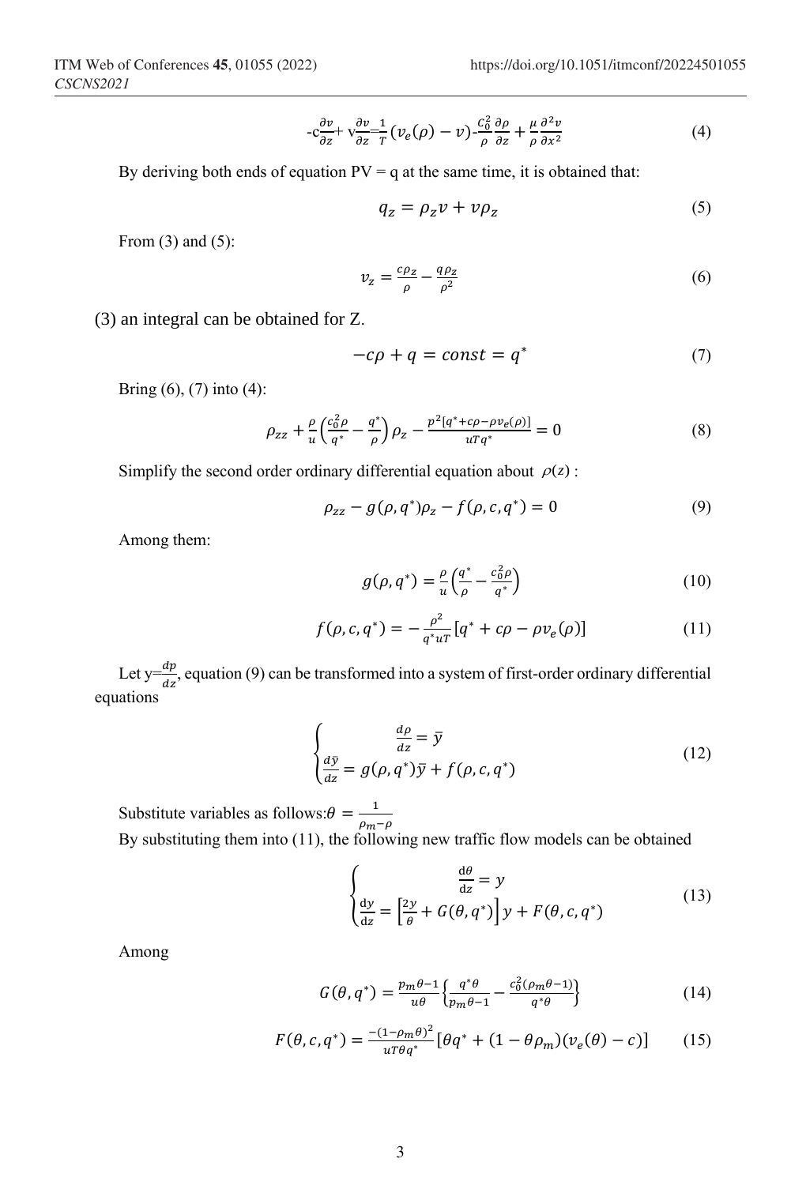$$-c\frac{\partial v}{\partial z}+v\frac{\partial v}{\partial z}=\frac{1}{T}(v_e(\rho)-v)-\frac{C_0^2}{\rho}\frac{\partial \rho}{\partial z}+\frac{\mu}{\rho}\frac{\partial^2 v}{\partial x^2} \tag{4}$$

By deriving both ends of equation PV = q at the same time, it is obtained that:

$$q_z=\rho_z v+v\rho_z \tag{5}$$

From (3) and (5):

$$v_z=\frac{c\rho_z}{\rho}-\frac{q\rho_z}{\rho^2} \tag{6}$$

(3) an integral can be obtained for Z.

$$-c\rho+q=const=q^* \tag{7}$$

Bring (6), (7) into (4):

$$\rho_{zz}+\frac{\rho}{u}\left(\frac{c_0^2\rho}{q^*}-\frac{q^*}{\rho}\right)\rho_z-\frac{p^2[q^*+c\rho-\rho v_e(\rho)]}{uTq^*}=0 \tag{8}$$

Simplify the second order ordinary differential equation about $\rho(z)$:

$$\rho_{zz}-g(\rho,q^*)\rho_z-f(\rho,c,q^*)=0 \tag{9}$$

Among them:

$$g(\rho,q^*)=\frac{\rho}{u}\left(\frac{q^*}{\rho}-\frac{c_0^2\rho}{q^*}\right) \tag{10}$$

$$f(\rho,c,q^*)=-\frac{\rho^2}{q^*uT}[q^*+c\rho-\rho v_e(\rho)] \tag{11}$$

Let $y=\frac{dp}{dz}$, equation (9) can be transformed into a system of first-order ordinary differential equations

$$\begin{cases}\dfrac{d\rho}{dz}=\bar{y}\\[2mm] \dfrac{d\bar{y}}{dz}=g(\rho,q^*)\bar{y}+f(\rho,c,q^*)\end{cases} \tag{12}$$

Substitute variables as follows: $\theta=\frac{1}{\rho_m-\rho}$

By substituting them into (11), the following new traffic flow models can be obtained

$$\begin{cases}\dfrac{d\theta}{dz}=y\\[2mm] \dfrac{dy}{dz}=\left[\dfrac{2y}{\theta}+G(\theta,q^*)\right]y+F(\theta,c,q^*)\end{cases} \tag{13}$$

Among

$$G(\theta,q^*)=\frac{p_m\theta-1}{u\theta}\left\{\frac{q^*\theta}{p_m\theta-1}-\frac{c_0^2(\rho_m\theta-1)}{q^*\theta}\right\} \tag{14}$$

$$F(\theta,c,q^*)=\frac{-(1-\rho_m\theta)^2}{uT\theta q^*}[\theta q^*+(1-\theta\rho_m)(v_e(\theta)-c)] \tag{15}$$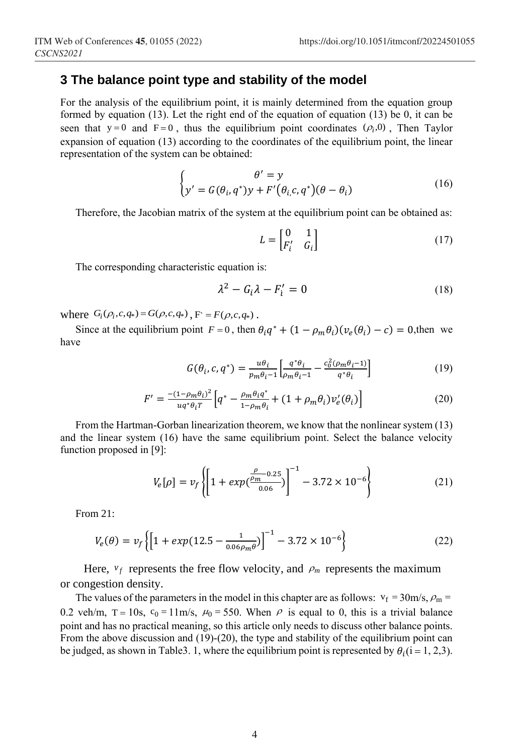## 3 The balance point type and stability of the model

For the analysis of the equilibrium point, it is mainly determined from the equation group formed by equation (13). Let the right end of the equation of equation (13) be 0, it can be seen that $y = 0$ and $F = 0$, thus the equilibrium point coordinates $(\rho_i, 0)$, Then Taylor expansion of equation (13) according to the coordinates of the equilibrium point, the linear representation of the system can be obtained:

$$\begin{cases} \theta' = y \\ y' = G(\theta_i, q^*)y + F'(\theta_i, c, q^*)(\theta - \theta_i) \end{cases} \tag{16}$$

Therefore, the Jacobian matrix of the system at the equilibrium point can be obtained as:

$$L = \begin{bmatrix} 0 & 1 \\ F_i' & G_i \end{bmatrix} \tag{17}$$

The corresponding characteristic equation is:

$$\lambda^2 - G_i\lambda - F_i' = 0 \tag{18}$$

where $G_i(\rho_i, c, q_*) = G(\rho, c, q_*)$, $F' = F(\rho, c, q_*)$.

Since at the equilibrium point $F = 0$, then $\theta_i q^* + (1 - \rho_m\theta_i)(v_e(\theta_i) - c) = 0$, then we have

$$G(\theta_i, c, q^*) = \frac{u\theta_i}{p_m\theta_i - 1}\left[\frac{q^*\theta_i}{\rho_m\theta_i - 1} - \frac{c_0^2(\rho_m\theta_i - 1)}{q^*\theta_i}\right] \tag{19}$$

$$F' = \frac{-(1-\rho_m\theta_i)^2}{uq^*\theta_i T}\left[q^* - \frac{\rho_m\theta_i q^*}{1-\rho_m\theta_i} + (1+\rho_m\theta_i)v_e'(\theta_i)\right] \tag{20}$$

From the Hartman-Gorban linearization theorem, we know that the nonlinear system (13) and the linear system (16) have the same equilibrium point. Select the balance velocity function proposed in [9]:

$$V_e[\rho] = v_f\left\{\left[1 + exp\left(\frac{\frac{\rho}{\rho_m} - 0.25}{0.06}\right)\right]^{-1} - 3.72 \times 10^{-6}\right\} \tag{21}$$

From 21:

$$V_e(\theta) = v_f\left\{\left[1 + exp\left(12.5 - \frac{1}{0.06\rho_m\theta}\right)\right]^{-1} - 3.72 \times 10^{-6}\right\} \tag{22}$$

Here, $v_f$ represents the free flow velocity, and $\rho_m$ represents the maximum or congestion density.

The values of the parameters in the model in this chapter are as follows: $v_f = 30$m/s, $\rho_m = 0.2$ veh/m, $T = 10$s, $c_0 = 11$m/s, $\mu_0 = 550$. When $\rho$ is equal to 0, this is a trivial balance point and has no practical meaning, so this article only needs to discuss other balance points. From the above discussion and (19)-(20), the type and stability of the equilibrium point can be judged, as shown in Table3. 1, where the equilibrium point is represented by $\theta_i$(i = 1, 2,3).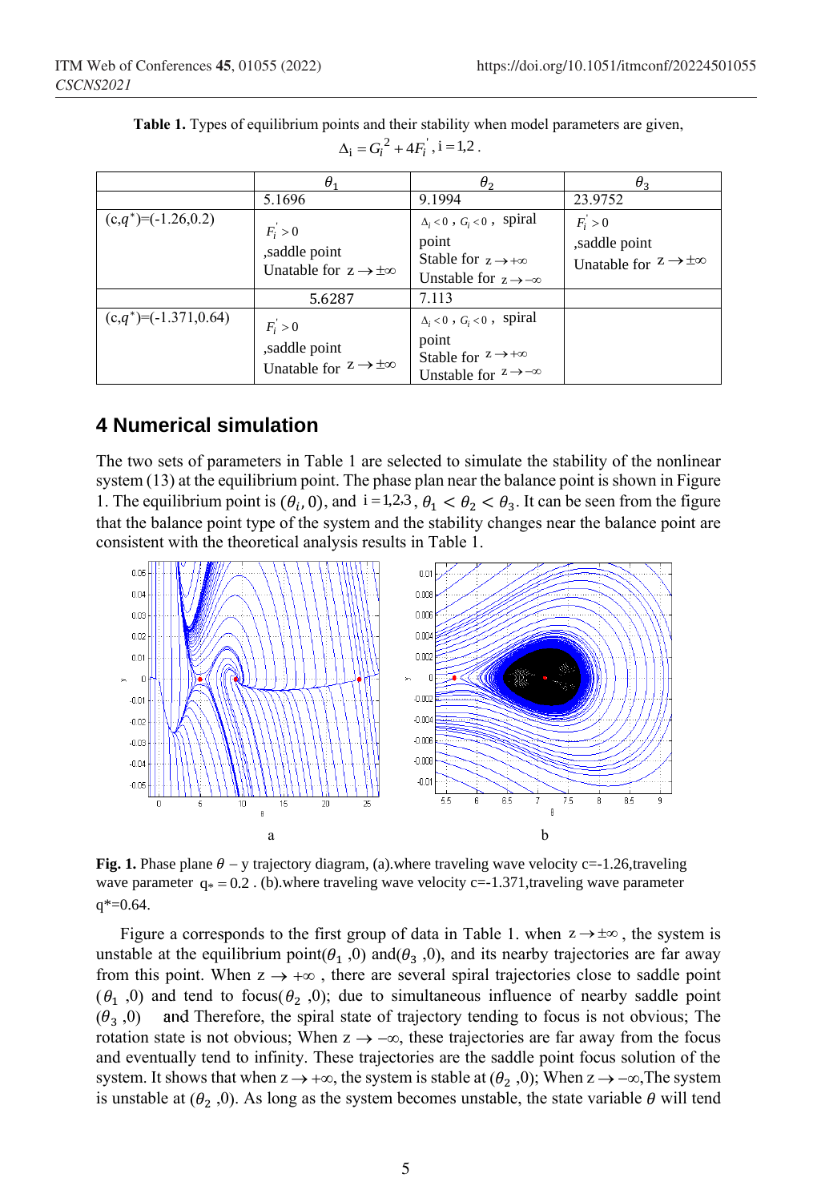**Table 1.** Types of equilibrium points and their stability when model parameters are given, $\Delta_i = G_i^2 + 4F_i^{'}$, $i = 1,2$.

| | $\theta_1$ | $\theta_2$ | $\theta_3$ |
|---|---|---|---|
| | 5.1696 | 9.1994 | 23.9752 |
| $(c,q^*)$=(-1.26,0.2) | $F_i^{'} > 0$ ,saddle point Unatable for $z \to \pm\infty$ | $\Delta_i < 0$ , $G_i < 0$ , spiral point Stable for $z \to +\infty$ Unstable for $z \to -\infty$ | $F_i^{'} > 0$ ,saddle point Unatable for $z \to \pm\infty$ |
| | 5.6287 | 7.113 | |
| $(c,q^*)$=(-1.371,0.64) | $F_i^{'} > 0$ ,saddle point Unatable for $z \to \pm\infty$ | $\Delta_i < 0$ , $G_i < 0$ , spiral point Stable for $z \to +\infty$ Unstable for $z \to -\infty$ | |

## 4 Numerical simulation

The two sets of parameters in Table 1 are selected to simulate the stability of the nonlinear system (13) at the equilibrium point. The phase plan near the balance point is shown in Figure 1. The equilibrium point is $(\theta_i, 0)$, and $i = 1,2,3$, $\theta_1 < \theta_2 < \theta_3$. It can be seen from the figure that the balance point type of the system and the stability changes near the balance point are consistent with the theoretical analysis results in Table 1.

**Fig. 1.** Phase plane $\theta - y$ trajectory diagram, (a).where traveling wave velocity c=-1.26,traveling wave parameter $q_* = 0.2$ . (b).where traveling wave velocity c=-1.371,traveling wave parameter q*=0.64.

Figure a corresponds to the first group of data in Table 1. when $z \to \pm\infty$ , the system is unstable at the equilibrium point($\theta_1$ ,0) and($\theta_3$ ,0), and its nearby trajectories are far away from this point. When $z \to +\infty$ , there are several spiral trajectories close to saddle point ($\theta_1$ ,0) and tend to focus($\theta_2$ ,0); due to simultaneous influence of nearby saddle point ($\theta_3$ ,0) and Therefore, the spiral state of trajectory tending to focus is not obvious; The rotation state is not obvious; When $z \to -\infty$, these trajectories are far away from the focus and eventually tend to infinity. These trajectories are the saddle point focus solution of the system. It shows that when $z \to +\infty$, the system is stable at ($\theta_2$ ,0); When $z \to -\infty$,The system is unstable at ($\theta_2$ ,0). As long as the system becomes unstable, the state variable $\theta$ will tend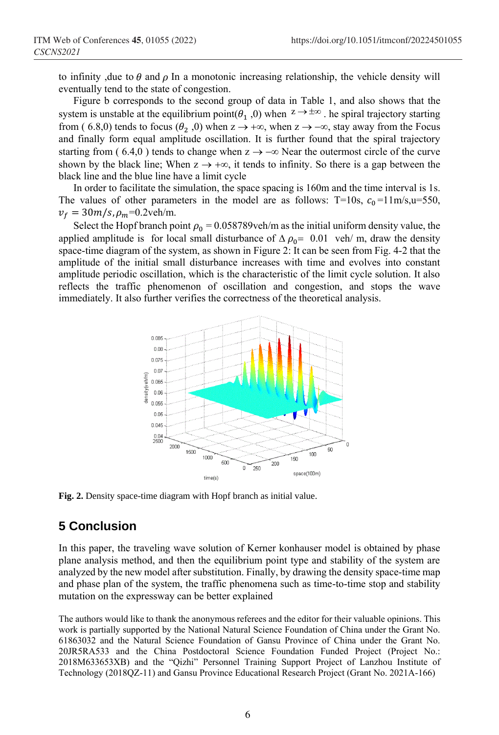to infinity ,due to $\theta$ and $\rho$ In a monotonic increasing relationship, the vehicle density will eventually tend to the state of congestion.

Figure b corresponds to the second group of data in Table 1, and also shows that the system is unstable at the equilibrium point($\theta_1$ ,0) when $z \to \pm\infty$ . he spiral trajectory starting from ( 6.8,0) tends to focus ($\theta_2$ ,0) when $z \to +\infty$, when $z \to -\infty$, stay away from the Focus and finally form equal amplitude oscillation. It is further found that the spiral trajectory starting from ( 6.4,0 ) tends to change when $z \to -\infty$ Near the outermost circle of the curve shown by the black line; When $z \to +\infty$, it tends to infinity. So there is a gap between the black line and the blue line have a limit cycle

In order to facilitate the simulation, the space spacing is 160m and the time interval is 1s. The values of other parameters in the model are as follows: T=10s, $c_0$ =11m/s,u=550, $v_f = 30m/s, \rho_m$=0.2veh/m.

Select the Hopf branch point $\rho_0$ = 0.058789veh/m as the initial uniform density value, the applied amplitude is for local small disturbance of $\Delta \rho_0$= 0.01 veh/ m, draw the density space-time diagram of the system, as shown in Figure 2: It can be seen from Fig. 4-2 that the amplitude of the initial small disturbance increases with time and evolves into constant amplitude periodic oscillation, which is the characteristic of the limit cycle solution. It also reflects the traffic phenomenon of oscillation and congestion, and stops the wave immediately. It also further verifies the correctness of the theoretical analysis.

**Fig. 2.** Density space-time diagram with Hopf branch as initial value.

## 5 Conclusion

In this paper, the traveling wave solution of Kerner konhauser model is obtained by phase plane analysis method, and then the equilibrium point type and stability of the system are analyzed by the new model after substitution. Finally, by drawing the density space-time map and phase plan of the system, the traffic phenomena such as time-to-time stop and stability mutation on the expressway can be better explained

The authors would like to thank the anonymous referees and the editor for their valuable opinions. This work is partially supported by the National Natural Science Foundation of China under the Grant No. 61863032 and the Natural Science Foundation of Gansu Province of China under the Grant No. 20JR5RA533 and the China Postdoctoral Science Foundation Funded Project (Project No.: 2018M633653XB) and the "Qizhi" Personnel Training Support Project of Lanzhou Institute of Technology (2018QZ-11) and Gansu Province Educational Research Project (Grant No. 2021A-166)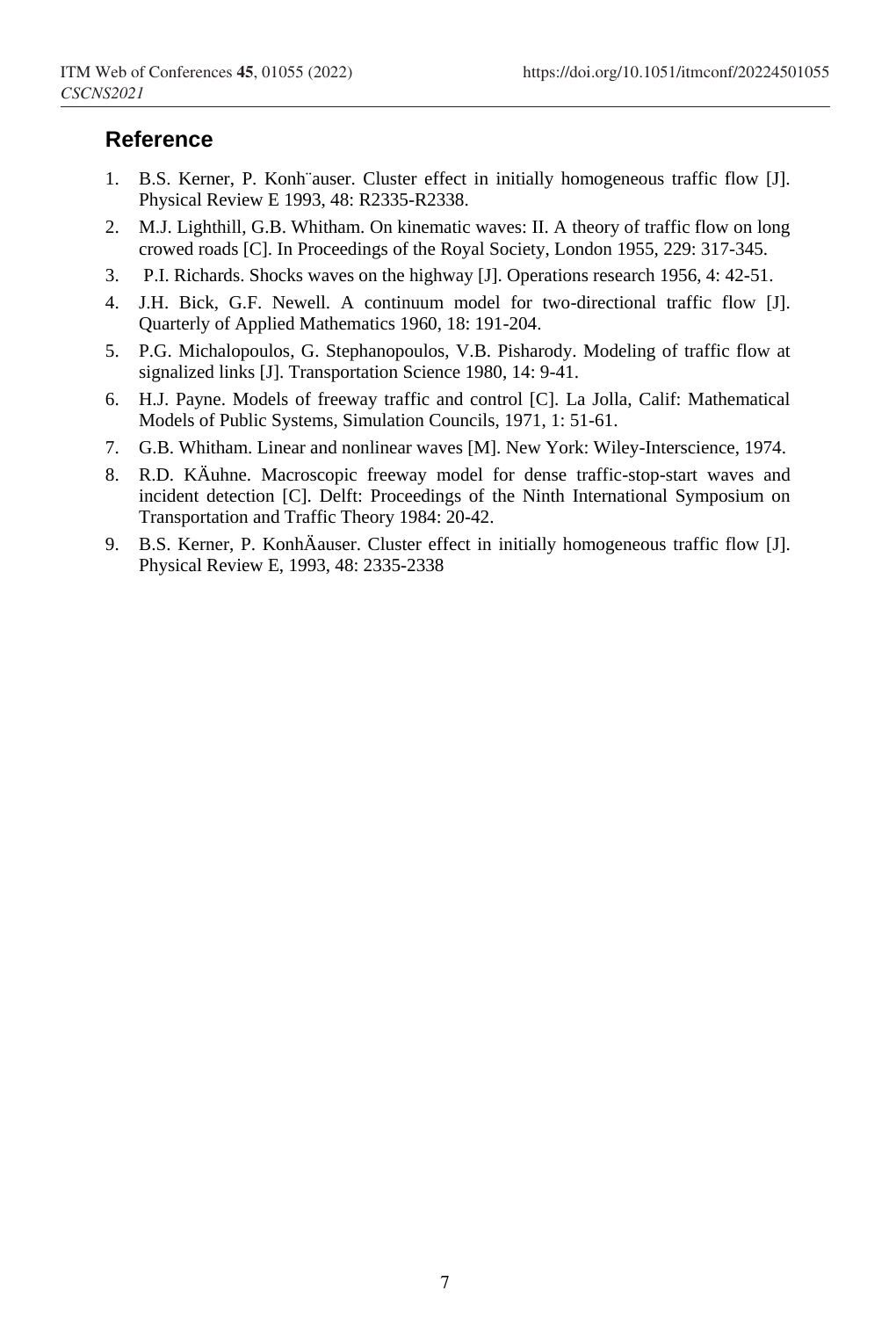## Reference

1. B.S. Kerner, P. Konh¨auser. Cluster effect in initially homogeneous traffic flow [J]. Physical Review E 1993, 48: R2335-R2338.
2. M.J. Lighthill, G.B. Whitham. On kinematic waves: II. A theory of traffic flow on long crowed roads [C]. In Proceedings of the Royal Society, London 1955, 229: 317-345.
3. P.I. Richards. Shocks waves on the highway [J]. Operations research 1956, 4: 42-51.
4. J.H. Bick, G.F. Newell. A continuum model for two-directional traffic flow [J]. Quarterly of Applied Mathematics 1960, 18: 191-204.
5. P.G. Michalopoulos, G. Stephanopoulos, V.B. Pisharody. Modeling of traffic flow at signalized links [J]. Transportation Science 1980, 14: 9-41.
6. H.J. Payne. Models of freeway traffic and control [C]. La Jolla, Calif: Mathematical Models of Public Systems, Simulation Councils, 1971, 1: 51-61.
7. G.B. Whitham. Linear and nonlinear waves [M]. New York: Wiley-Interscience, 1974.
8. R.D. KÄuhne. Macroscopic freeway model for dense traffic-stop-start waves and incident detection [C]. Delft: Proceedings of the Ninth International Symposium on Transportation and Traffic Theory 1984: 20-42.
9. B.S. Kerner, P. KonhÄauser. Cluster effect in initially homogeneous traffic flow [J]. Physical Review E, 1993, 48: 2335-2338